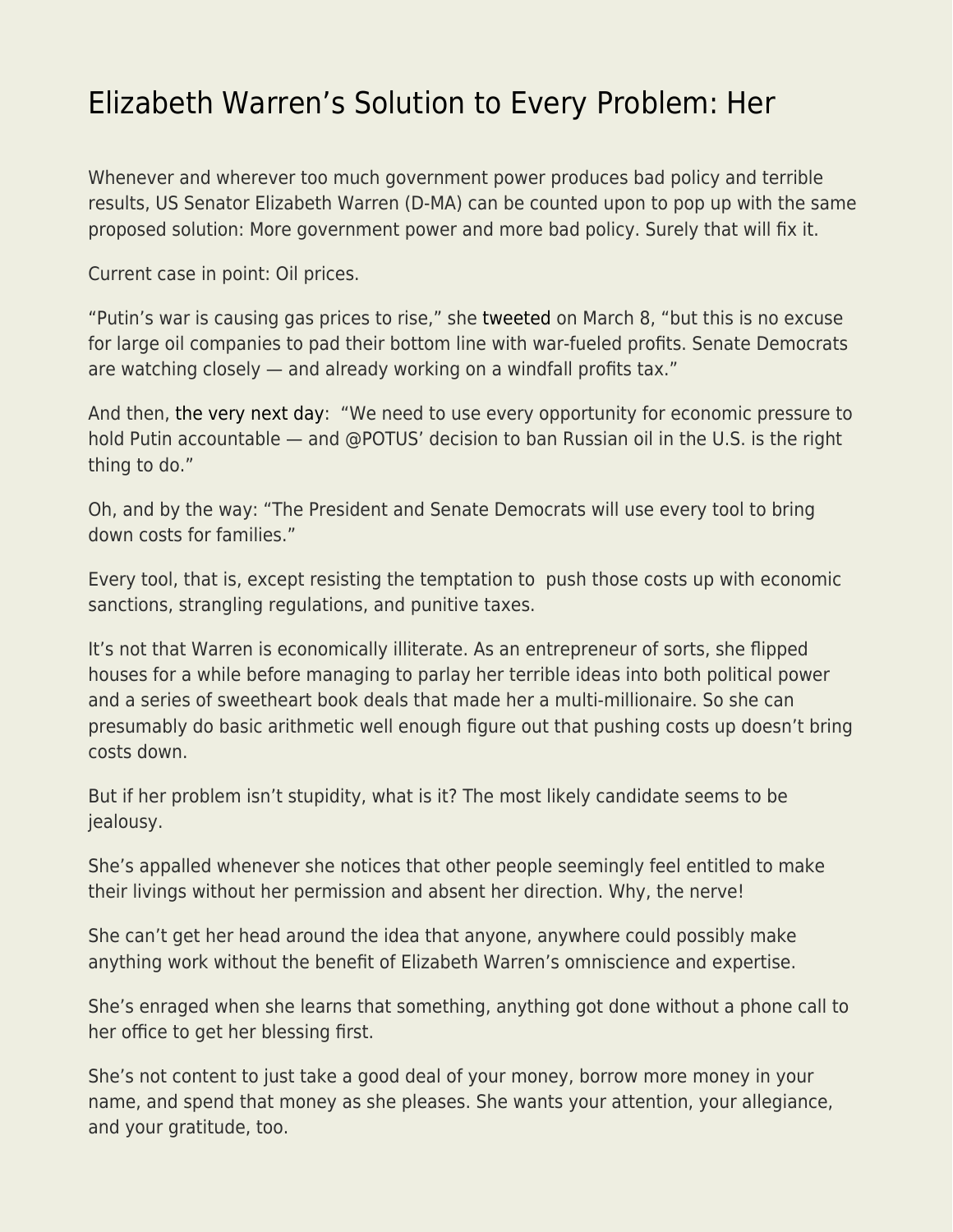# Elizabeth Warren's Solution to Every Problem: Her

Whenever and wherever too much government power produces bad policy and terrible results, US Senator Elizabeth Warren (D-MA) can be counted upon to pop up with the same proposed solution: More government power and more bad policy. Surely that will fix it.

Current case in point: Oil prices.

"Putin's war is causing gas prices to rise," she tweeted on March 8, "but this is no excuse for large oil companies to pad their bottom line with war-fueled profits. Senate Democrats are watching closely — and already working on a windfall profits tax."

And then, the very next day: "We need to use every opportunity for economic pressure to hold Putin accountable — and @POTUS' decision to ban Russian oil in the U.S. is the right thing to do."

Oh, and by the way: "The President and Senate Democrats will use every tool to bring down costs for families."

Every tool, that is, except resisting the temptation to push those costs up with economic sanctions, strangling regulations, and punitive taxes.

It's not that Warren is economically illiterate. As an entrepreneur of sorts, she flipped houses for a while before managing to parlay her terrible ideas into both political power and a series of sweetheart book deals that made her a multi-millionaire. So she can presumably do basic arithmetic well enough figure out that pushing costs up doesn't bring costs down.

But if her problem isn't stupidity, what is it? The most likely candidate seems to be jealousy.

She's appalled whenever she notices that other people seemingly feel entitled to make their livings without her permission and absent her direction. Why, the nerve!

She can't get her head around the idea that anyone, anywhere could possibly make anything work without the benefit of Elizabeth Warren's omniscience and expertise.

She's enraged when she learns that something, anything got done without a phone call to her office to get her blessing first.

She's not content to just take a good deal of your money, borrow more money in your name, and spend that money as she pleases. She wants your attention, your allegiance, and your gratitude, too.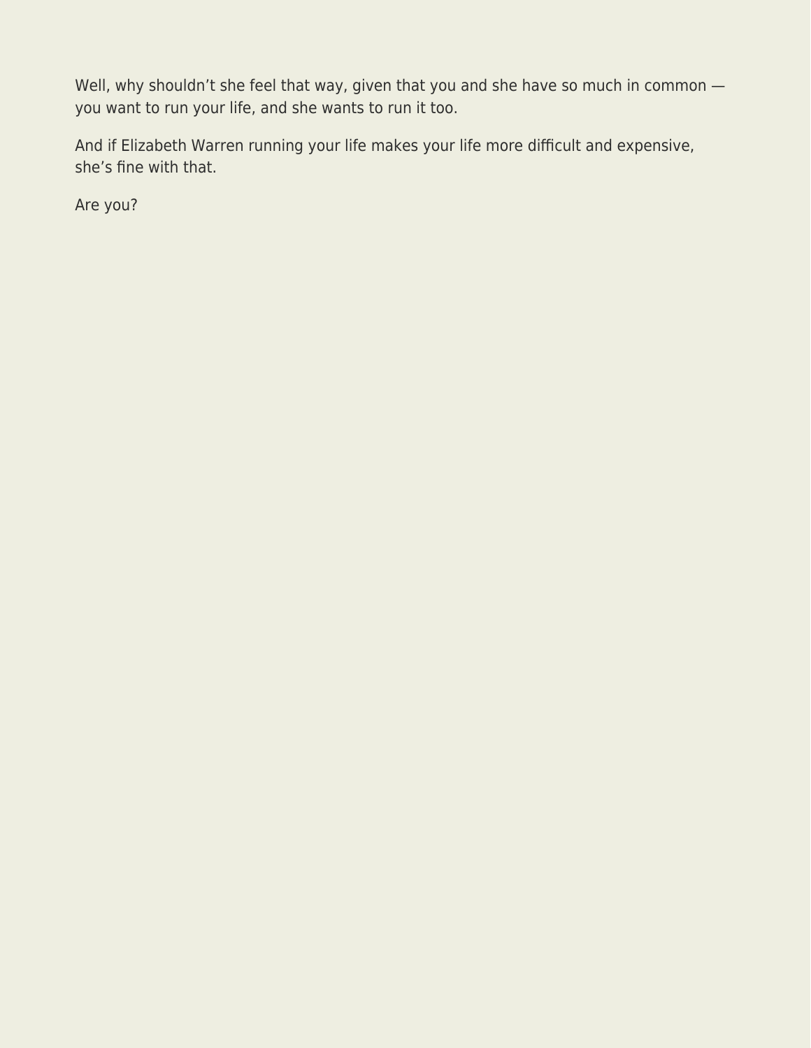Well, why shouldn't she feel that way, given that you and she have so much in common — you want to run your life, and she wants to run it too.

And if Elizabeth Warren running your life makes your life more difficult and expensive, she's fine with that.

Are you?